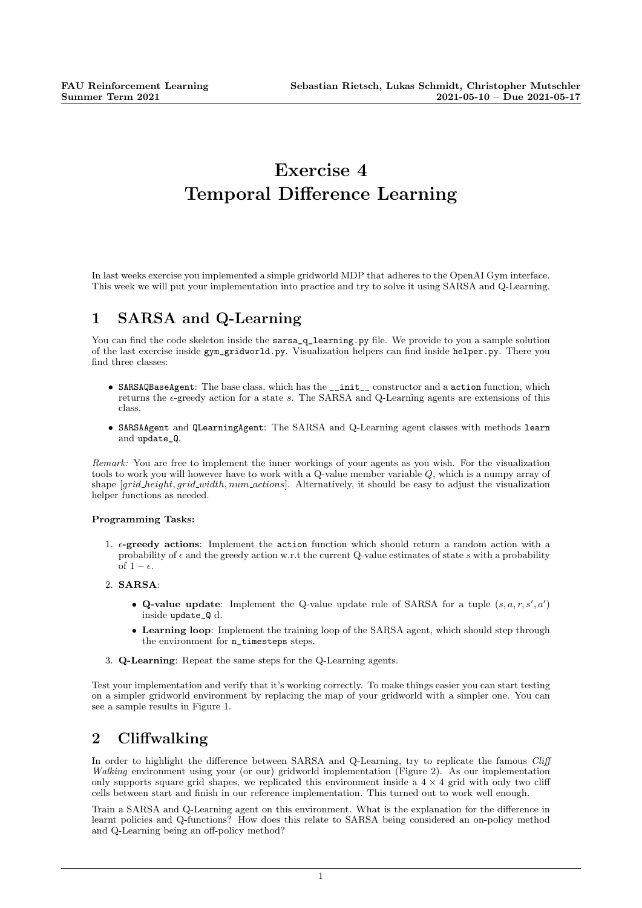# Exercise 4
# Temporal Difference Learning

In last weeks exercise you implemented a simple gridworld MDP that adheres to the OpenAI Gym interface. This week we will put your implementation into practice and try to solve it using SARSA and Q-Learning.

## 1 SARSA and Q-Learning

You can find the code skeleton inside the `sarsa_q_learning.py` file. We provide to you a sample solution of the last exercise inside `gym_gridworld.py`. Visualization helpers can find inside `helper.py`. There you find three classes:

- `SARSAQBaseAgent`: The base class, which has the `__init__` constructor and a `action` function, which returns the $\epsilon$-greedy action for a state $s$. The SARSA and Q-Learning agents are extensions of this class.
- `SARSAAgent` and `QLearningAgent`: The SARSA and Q-Learning agent classes with methods `learn` and `update_Q`.

*Remark:* You are free to implement the inner workings of your agents as you wish. For the visualization tools to work you will however have to work with a Q-value member variable $Q$, which is a numpy array of shape $[grid\_height, grid\_width, num\_actions]$. Alternatively, it should be easy to adjust the visualization helper functions as needed.

**Programming Tasks:**

1. **$\epsilon$-greedy actions**: Implement the `action` function which should return a random action with a probability of $\epsilon$ and the greedy action w.r.t the current Q-value estimates of state $s$ with a probability of $1 - \epsilon$.
2. **SARSA**:
   - **Q-value update**: Implement the Q-value update rule of SARSA for a tuple $(s, a, r, s', a')$ inside `update_Q` d.
   - **Learning loop**: Implement the training loop of the SARSA agent, which should step through the environment for `n_timesteps` steps.
3. **Q-Learning**: Repeat the same steps for the Q-Learning agents.

Test your implementation and verify that it's working correctly. To make things easier you can start testing on a simpler gridworld environment by replacing the map of your gridworld with a simpler one. You can see a sample results in Figure 1.

## 2 Cliffwalking

In order to highlight the difference between SARSA and Q-Learning, try to replicate the famous *Cliff Walking* environment using your (or our) gridworld implementation (Figure 2). As our implementation only supports square grid shapes, we replicated this environment inside a $4 \times 4$ grid with only two cliff cells between start and finish in our reference implementation. This turned out to work well enough.

Train a SARSA and Q-Learning agent on this environment. What is the explanation for the difference in learnt policies and Q-functions? How does this relate to SARSA being considered an on-policy method and Q-Learning being an off-policy method?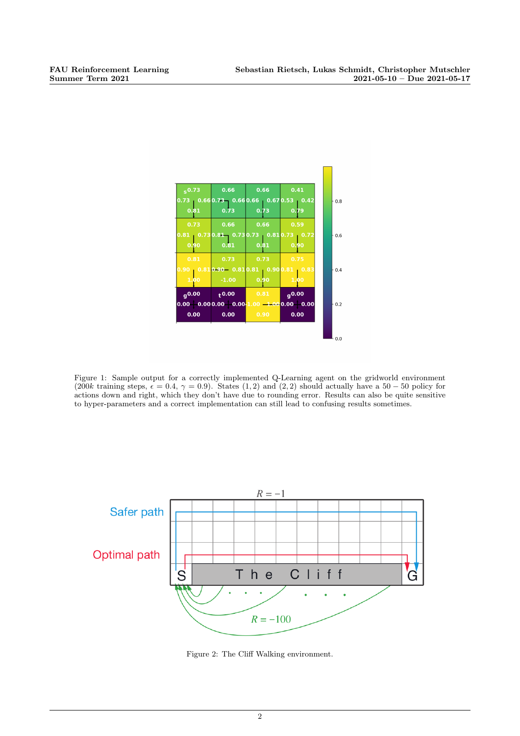s 0.73
0.73 0.66
0.81

0.66
0.73 0.66
0.73

0.66
0.66 0.67
0.73

0.41
0.53 0.42
0.79

0.73
0.81 0.73
0.90

0.66
0.81 0.73
0.81

0.66
0.73 0.81
0.81

0.59
0.73 0.72
0.90

0.81
0.90 0.81
1.00

0.73
0.90 0.81
-1.00

0.73
0.81 0.90
0.90

0.75
0.81 0.83
1.00

g 0.00
0.00 0.00
0.00

t 0.00
0.00 0.00
0.00

0.81
-1.00 -1.00
0.90

g 0.00
0.00 0.00
0.00

0.8
0.6
0.4
0.2
0.0

Figure 1: Sample output for a correctly implemented Q-Learning agent on the gridworld environment ($200k$ training steps, $\epsilon = 0.4$, $\gamma = 0.9$). States $(1, 2)$ and $(2, 2)$ should actually have a $50-50$ policy for actions down and right, which they don't have due to rounding error. Results can also be quite sensitive to hyper-parameters and a correct implementation can still lead to confusing results sometimes.

$R = -1$

Safer path

Optimal path

S

The Cliff

G

$R = -100$

Figure 2: The Cliff Walking environment.